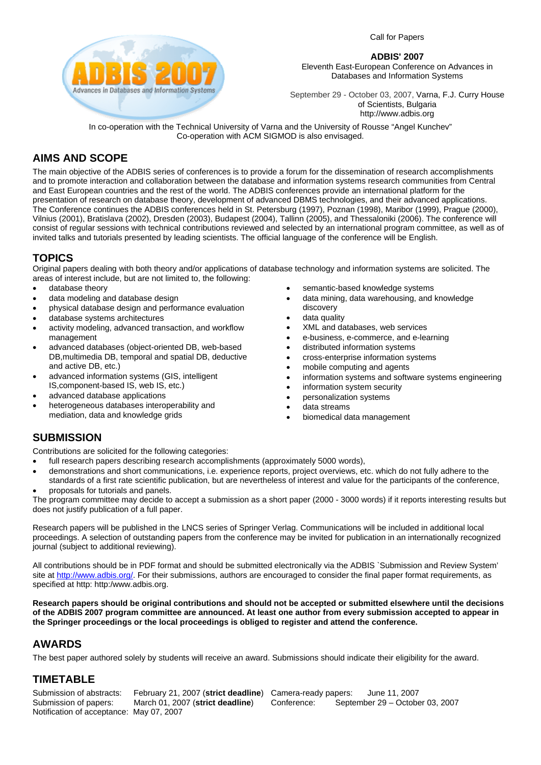Call for Papers

**ADBIS' 2007**

Eleventh East-European Conference on Advances in Databases and Information Systems

September 29 - October 03, 2007, Varna, F.J. Curry House of Scientists, Bulgaria
http://www.adbis.org

In co-operation with the Technical University of Varna and the University of Rousse "Angel Kunchev"
Co-operation with ACM SIGMOD is also envisaged.

## AIMS AND SCOPE

The main objective of the ADBIS series of conferences is to provide a forum for the dissemination of research accomplishments and to promote interaction and collaboration between the database and information systems research communities from Central and East European countries and the rest of the world. The ADBIS conferences provide an international platform for the presentation of research on database theory, development of advanced DBMS technologies, and their advanced applications. The Conference continues the ADBIS conferences held in St. Petersburg (1997), Poznan (1998), Maribor (1999), Prague (2000), Vilnius (2001), Bratislava (2002), Dresden (2003), Budapest (2004), Tallinn (2005), and Thessaloniki (2006). The conference will consist of regular sessions with technical contributions reviewed and selected by an international program committee, as well as of invited talks and tutorials presented by leading scientists. The official language of the conference will be English.

## TOPICS

Original papers dealing with both theory and/or applications of database technology and information systems are solicited. The areas of interest include, but are not limited to, the following:

- database theory
- data modeling and database design
- physical database design and performance evaluation
- database systems architectures
- activity modeling, advanced transaction, and workflow management
- advanced databases (object-oriented DB, web-based DB,multimedia DB, temporal and spatial DB, deductive and active DB, etc.)
- advanced information systems (GIS, intelligent IS,component-based IS, web IS, etc.)
- advanced database applications
- heterogeneous databases interoperability and mediation, data and knowledge grids
- semantic-based knowledge systems
- data mining, data warehousing, and knowledge discovery
- data quality
- XML and databases, web services
- e-business, e-commerce, and e-learning
- distributed information systems
- cross-enterprise information systems
- mobile computing and agents
- information systems and software systems engineering
- information system security
- personalization systems
- data streams
- biomedical data management

## SUBMISSION

Contributions are solicited for the following categories:

- full research papers describing research accomplishments (approximately 5000 words),
- demonstrations and short communications, i.e. experience reports, project overviews, etc. which do not fully adhere to the standards of a first rate scientific publication, but are nevertheless of interest and value for the participants of the conference,
- proposals for tutorials and panels.

The program committee may decide to accept a submission as a short paper (2000 - 3000 words) if it reports interesting results but does not justify publication of a full paper.

Research papers will be published in the LNCS series of Springer Verlag. Communications will be included in additional local proceedings. A selection of outstanding papers from the conference may be invited for publication in an internationally recognized journal (subject to additional reviewing).

All contributions should be in PDF format and should be submitted electronically via the ADBIS `Submission and Review System' site at http://www.adbis.org/. For their submissions, authors are encouraged to consider the final paper format requirements, as specified at http: http:/www.adbis.org.

**Research papers should be original contributions and should not be accepted or submitted elsewhere until the decisions of the ADBIS 2007 program committee are announced. At least one author from every submission accepted to appear in the Springer proceedings or the local proceedings is obliged to register and attend the conference.**

## AWARDS

The best paper authored solely by students will receive an award. Submissions should indicate their eligibility for the award.

## TIMETABLE

Submission of abstracts: February 21, 2007 (**strict deadline**)
Submission of papers: March 01, 2007 (**strict deadline**)
Notification of acceptance: May 07, 2007
Camera-ready papers: June 11, 2007
Conference: September 29 – October 03, 2007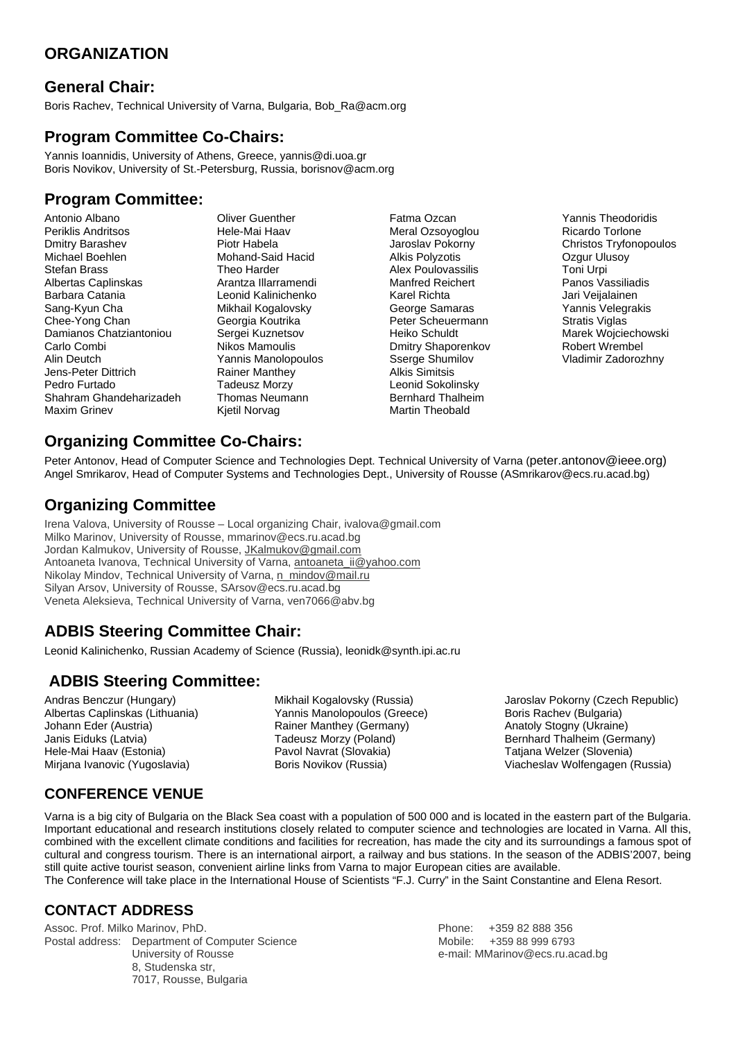# ORGANIZATION

## General Chair:

Boris Rachev, Technical University of Varna, Bulgaria, Bob_Ra@acm.org

## Program Committee Co-Chairs:

Yannis Ioannidis, University of Athens, Greece, yannis@di.uoa.gr
Boris Novikov, University of St.-Petersburg, Russia, borisnov@acm.org

## Program Committee:

Antonio Albano
Periklis Andritsos
Dmitry Barashev
Michael Boehlen
Stefan Brass
Albertas Caplinskas
Barbara Catania
Sang-Kyun Cha
Chee-Yong Chan
Damianos Chatziantoniou
Carlo Combi
Alin Deutch
Jens-Peter Dittrich
Pedro Furtado
Shahram Ghandeharizadeh
Maxim Grinev
Oliver Guenther
Hele-Mai Haav
Piotr Habela
Mohand-Said Hacid
Theo Harder
Arantza Illarramendi
Leonid Kalinichenko
Mikhail Kogalovsky
Georgia Koutrika
Sergei Kuznetsov
Nikos Mamoulis
Yannis Manolopoulos
Rainer Manthey
Tadeusz Morzy
Thomas Neumann
Kjetil Norvag
Fatma Ozcan
Meral Ozsoyoglou
Jaroslav Pokorny
Alkis Polyzotis
Alex Poulovassilis
Manfred Reichert
Karel Richta
George Samaras
Peter Scheuermann
Heiko Schuldt
Dmitry Shaporenkov
Sserge Shumilov
Alkis Simitsis
Leonid Sokolinsky
Bernhard Thalheim
Martin Theobald
Yannis Theodoridis
Ricardo Torlone
Christos Tryfonopoulos
Ozgur Ulusoy
Toni Urpi
Panos Vassiliadis
Jari Veijalainen
Yannis Velegrakis
Stratis Viglas
Marek Wojciechowski
Robert Wrembel
Vladimir Zadorozhny

## Organizing Committee Co-Chairs:

Peter Antonov, Head of Computer Science and Technologies Dept. Technical University of Varna (peter.antonov@ieee.org)
Angel Smrikarov, Head of Computer Systems and Technologies Dept., University of Rousse (ASmrikarov@ecs.ru.acad.bg)

## Organizing Committee

Irena Valova, University of Rousse – Local organizing Chair, ivalova@gmail.com
Milko Marinov, University of Rousse, mmarinov@ecs.ru.acad.bg
Jordan Kalmukov, University of Rousse, JKalmukov@gmail.com
Antoaneta Ivanova, Technical University of Varna, antoaneta_ii@yahoo.com
Nikolay Mindov, Technical University of Varna, n_mindov@mail.ru
Silyan Arsov, University of Rousse, SArsov@ecs.ru.acad.bg
Veneta Aleksieva, Technical University of Varna, ven7066@abv.bg

## ADBIS Steering Committee Chair:

Leonid Kalinichenko, Russian Academy of Science (Russia), leonidk@synth.ipi.ac.ru

## ADBIS Steering Committee:

Andras Benczur (Hungary)
Albertas Caplinskas (Lithuania)
Johann Eder (Austria)
Janis Eiduks (Latvia)
Hele-Mai Haav (Estonia)
Mirjana Ivanovic (Yugoslavia)
Mikhail Kogalovsky (Russia)
Yannis Manolopoulos (Greece)
Rainer Manthey (Germany)
Tadeusz Morzy (Poland)
Pavol Navrat (Slovakia)
Boris Novikov (Russia)
Jaroslav Pokorny (Czech Republic)
Boris Rachev (Bulgaria)
Anatoly Stogny (Ukraine)
Bernhard Thalheim (Germany)
Tatjana Welzer (Slovenia)
Viacheslav Wolfengagen (Russia)

## CONFERENCE VENUE

Varna is a big city of Bulgaria on the Black Sea coast with a population of 500 000 and is located in the eastern part of the Bulgaria. Important educational and research institutions closely related to computer science and technologies are located in Varna. All this, combined with the excellent climate conditions and facilities for recreation, has made the city and its surroundings a famous spot of cultural and congress tourism. There is an international airport, a railway and bus stations. In the season of the ADBIS'2007, being still quite active tourist season, convenient airline links from Varna to major European cities are available.
The Conference will take place in the International House of Scientists "F.J. Curry" in the Saint Constantine and Elena Resort.

## CONTACT ADDRESS

Assoc. Prof. Milko Marinov, PhD.
Postal address: Department of Computer Science
University of Rousse
8, Studenska str,
7017, Rousse, Bulgaria

Phone: +359 82 888 356
Mobile: +359 88 999 6793
e-mail: MMarinov@ecs.ru.acad.bg